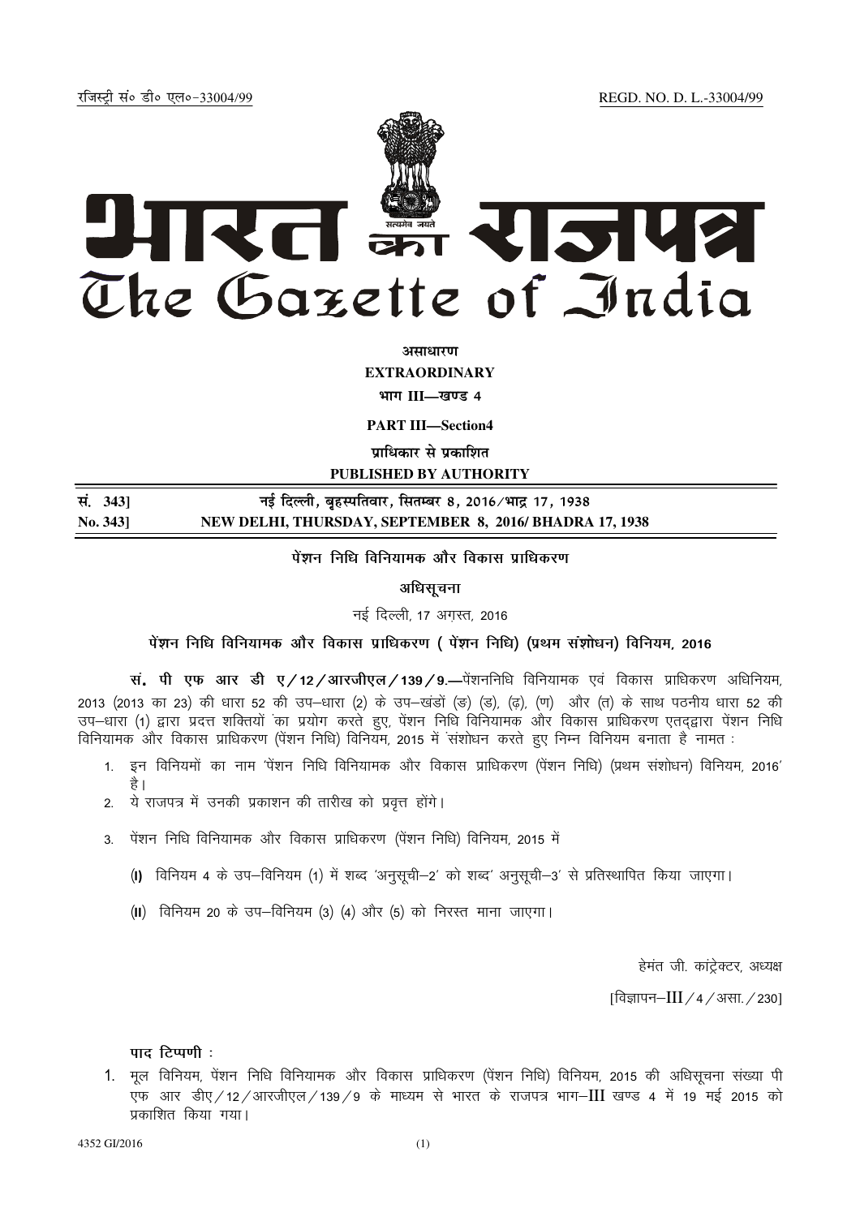रजिस्ट्री सं० डी० एल०-33004/99 REGD. NO. D. L.-33004/99

# भारत का राजपत्र
# The Gazette of India

**असाधारण**

**EXTRAORDINARY**

**भाग III—खण्ड 4**

**PART III—Section4**

**प्राधिकार से प्रकाशित**

**PUBLISHED BY AUTHORITY**

| | |
|---|---|
| **सं. 343]** | **नई दिल्ली, बृहस्पतिवार, सितम्बर 8, 2016/भाद्र 17, 1938** |
| **No. 343]** | **NEW DELHI, THURSDAY, SEPTEMBER 8, 2016/ BHADRA 17, 1938** |

## पेंशन निधि विनियामक और विकास प्राधिकरण

**अधिसूचना**

नई दिल्ली, 17 अगस्त, 2016

### पेंशन निधि विनियामक और विकास प्राधिकरण ( पेंशन निधि) (प्रथम संशोधन) विनियम, 2016

**सं. पी एफ आर डी ए/12/आरजीएल/139/9.**—पेंशननिधि विनियामक एवं विकास प्राधिकरण अधिनियम, 2013 (2013 का 23) की धारा 52 की उप–धारा (2) के उप–खंडों (ड) (ड), (ढ़), (ण) और (त) के साथ पठनीय धारा 52 की उप–धारा (1) द्वारा प्रदत्त शक्तियों का प्रयोग करते हुए, पेंशन निधि विनियामक और विकास प्राधिकरण एतदद्वारा पेंशन निधि विनियामक और विकास प्राधिकरण (पेंशन निधि) विनियम, 2015 में संशोधन करते हुए निम्न विनियम बनाता है नामत :

1. इन विनियमों का नाम 'पेंशन निधि विनियामक और विकास प्राधिकरण (पेंशन निधि) (प्रथम संशोधन) विनियम, 2016' है।
2. ये राजपत्र में उनकी प्रकाशन की तारीख को प्रवृत्त होंगे।
3. पेंशन निधि विनियामक और विकास प्राधिकरण (पेंशन निधि) विनियम, 2015 में

    (I) विनियम 4 के उप–विनियम (1) में शब्द 'अनुसूची–2' को शब्द' अनुसूची–3' से प्रतिस्थापित किया जाएगा।

    (II) विनियम 20 के उप–विनियम (3) (4) और (5) को निरस्त माना जाएगा।

हेमंत जी. कांट्रेक्टर, अध्यक्ष

[विज्ञापन–III/4/असा./230]

**पाद टिप्पणी :**

1. मूल विनियम, पेंशन निधि विनियामक और विकास प्राधिकरण (पेंशन निधि) विनियम, 2015 की अधिसूचना संख्या पी एफ आर डीए/12/आरजीएल/139/9 के माध्यम से भारत के राजपत्र भाग–III खण्ड 4 में 19 मई 2015 को प्रकाशित किया गया।

4352 GI/2016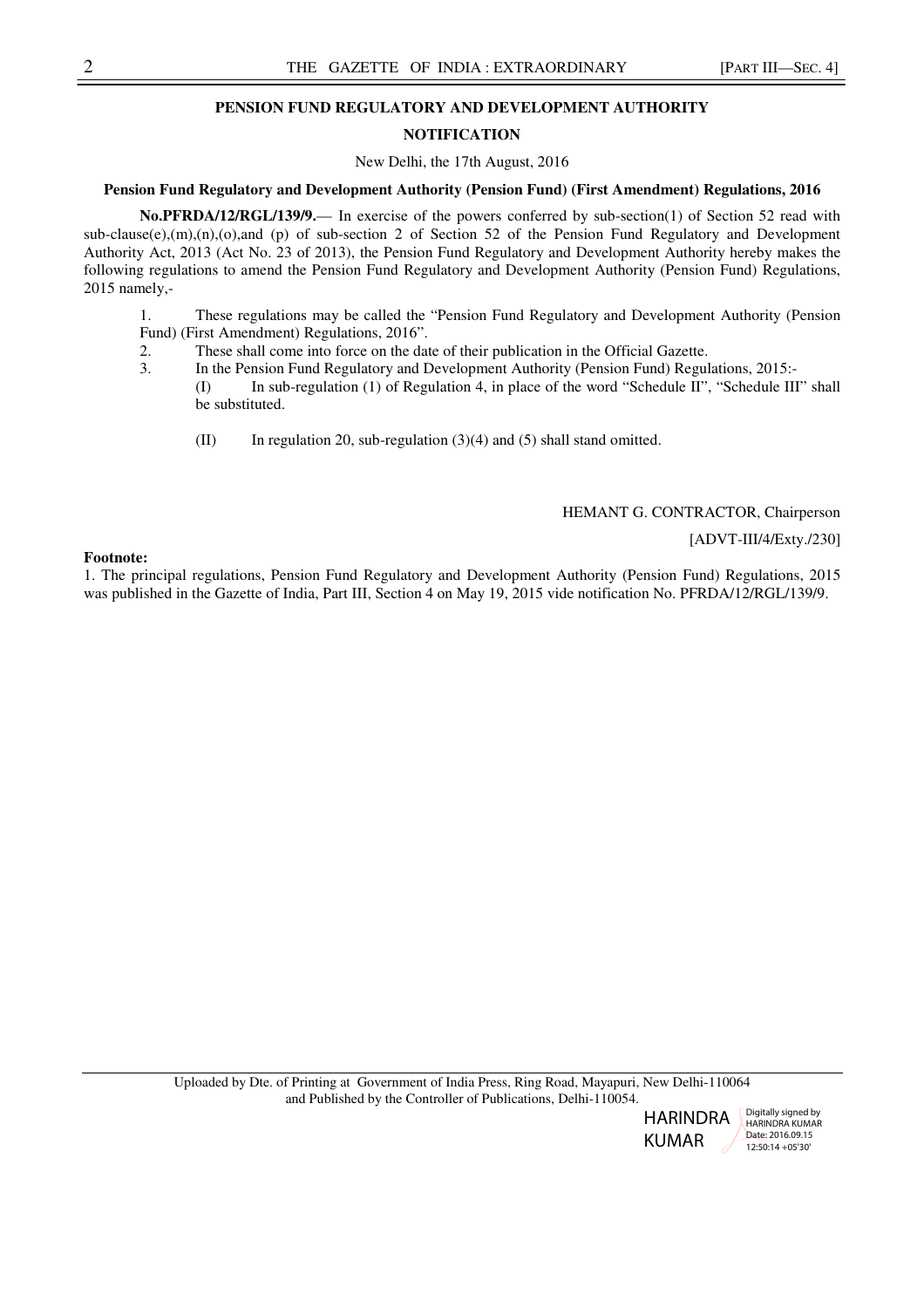## PENSION FUND REGULATORY AND DEVELOPMENT AUTHORITY

### NOTIFICATION

New Delhi, the 17th August, 2016

**Pension Fund Regulatory and Development Authority (Pension Fund) (First Amendment) Regulations, 2016**

**No.PFRDA/12/RGL/139/9.**— In exercise of the powers conferred by sub-section(1) of Section 52 read with sub-clause(e),(m),(n),(o),and (p) of sub-section 2 of Section 52 of the Pension Fund Regulatory and Development Authority Act, 2013 (Act No. 23 of 2013), the Pension Fund Regulatory and Development Authority hereby makes the following regulations to amend the Pension Fund Regulatory and Development Authority (Pension Fund) Regulations, 2015 namely,-

1. These regulations may be called the "Pension Fund Regulatory and Development Authority (Pension Fund) (First Amendment) Regulations, 2016".
2. These shall come into force on the date of their publication in the Official Gazette.
3. In the Pension Fund Regulatory and Development Authority (Pension Fund) Regulations, 2015:-

   (I) In sub-regulation (1) of Regulation 4, in place of the word "Schedule II", "Schedule III" shall be substituted.

   (II) In regulation 20, sub-regulation (3)(4) and (5) shall stand omitted.

HEMANT G. CONTRACTOR, Chairperson

[ADVT-III/4/Exty./230]

**Footnote:**

1. The principal regulations, Pension Fund Regulatory and Development Authority (Pension Fund) Regulations, 2015 was published in the Gazette of India, Part III, Section 4 on May 19, 2015 vide notification No. PFRDA/12/RGL/139/9.

Uploaded by Dte. of Printing at Government of India Press, Ring Road, Mayapuri, New Delhi-110064 and Published by the Controller of Publications, Delhi-110054.

HARINDRA KUMAR

Digitally signed by HARINDRA KUMAR
Date: 2016.09.15 12:50:14 +05'30'